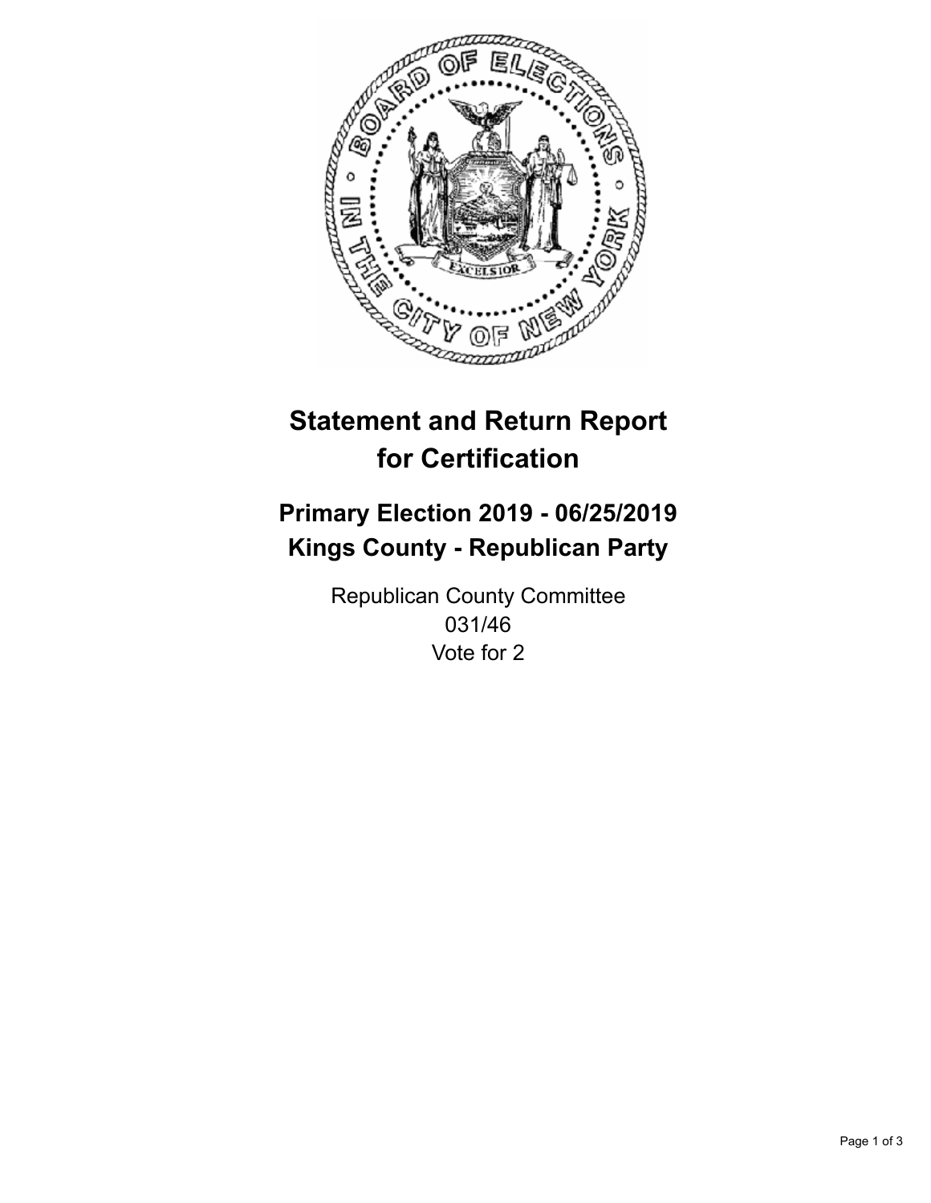# Statement and Return Report for Certification

## Primary Election 2019 - 06/25/2019
## Kings County - Republican Party

Republican County Committee
031/46
Vote for 2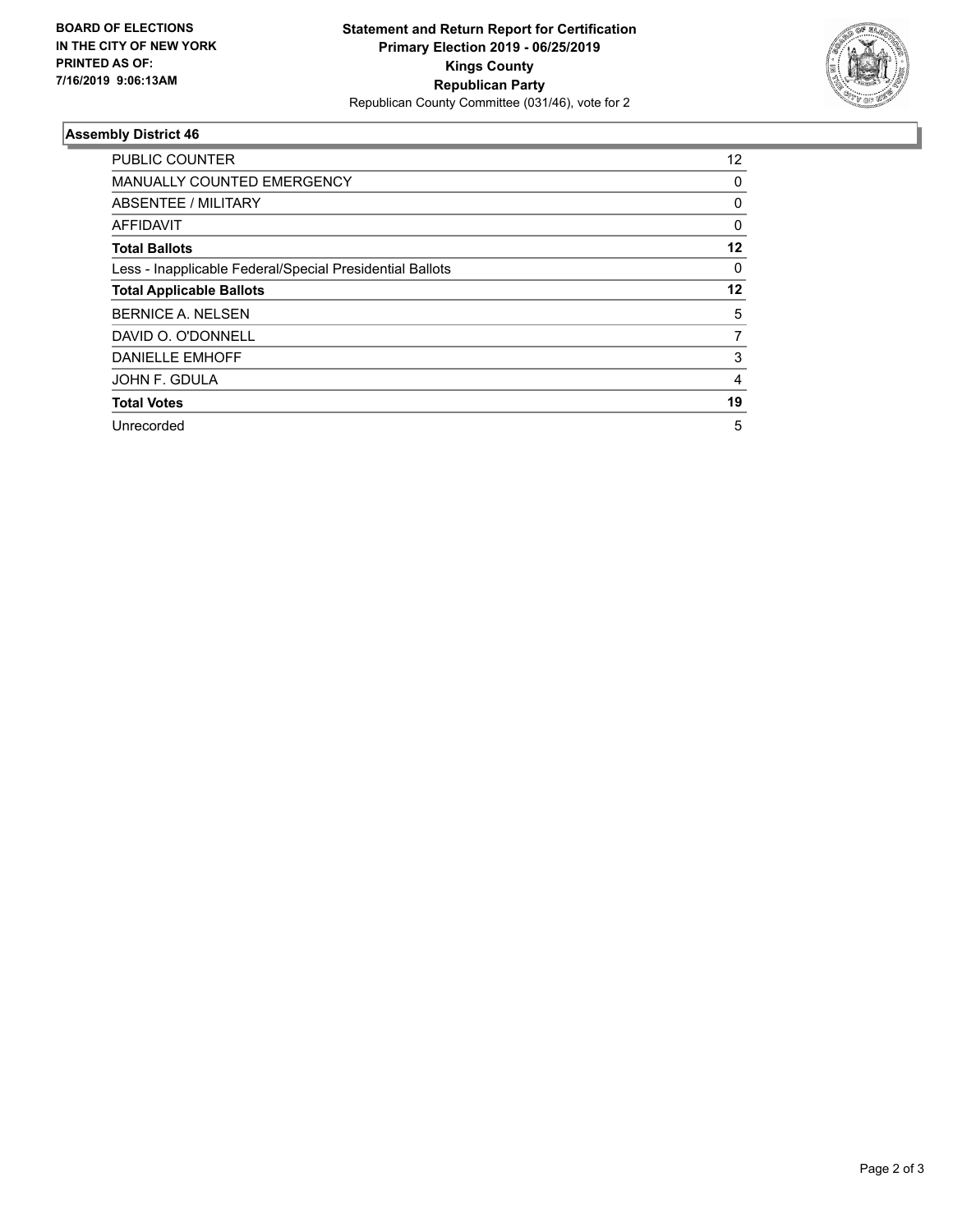**BOARD OF ELECTIONS IN THE CITY OF NEW YORK PRINTED AS OF: 7/16/2019 9:06:13AM**

**Statement and Return Report for Certification**
**Primary Election 2019 - 06/25/2019**
**Kings County**
**Republican Party**
Republican County Committee (031/46), vote for 2

## Assembly District 46

| | |
|---|---|
| PUBLIC COUNTER | 12 |
| MANUALLY COUNTED EMERGENCY | 0 |
| ABSENTEE / MILITARY | 0 |
| AFFIDAVIT | 0 |
| **Total Ballots** | **12** |
| Less - Inapplicable Federal/Special Presidential Ballots | 0 |
| **Total Applicable Ballots** | **12** |
| BERNICE A. NELSEN | 5 |
| DAVID O. O'DONNELL | 7 |
| DANIELLE EMHOFF | 3 |
| JOHN F. GDULA | 4 |
| **Total Votes** | **19** |
| Unrecorded | 5 |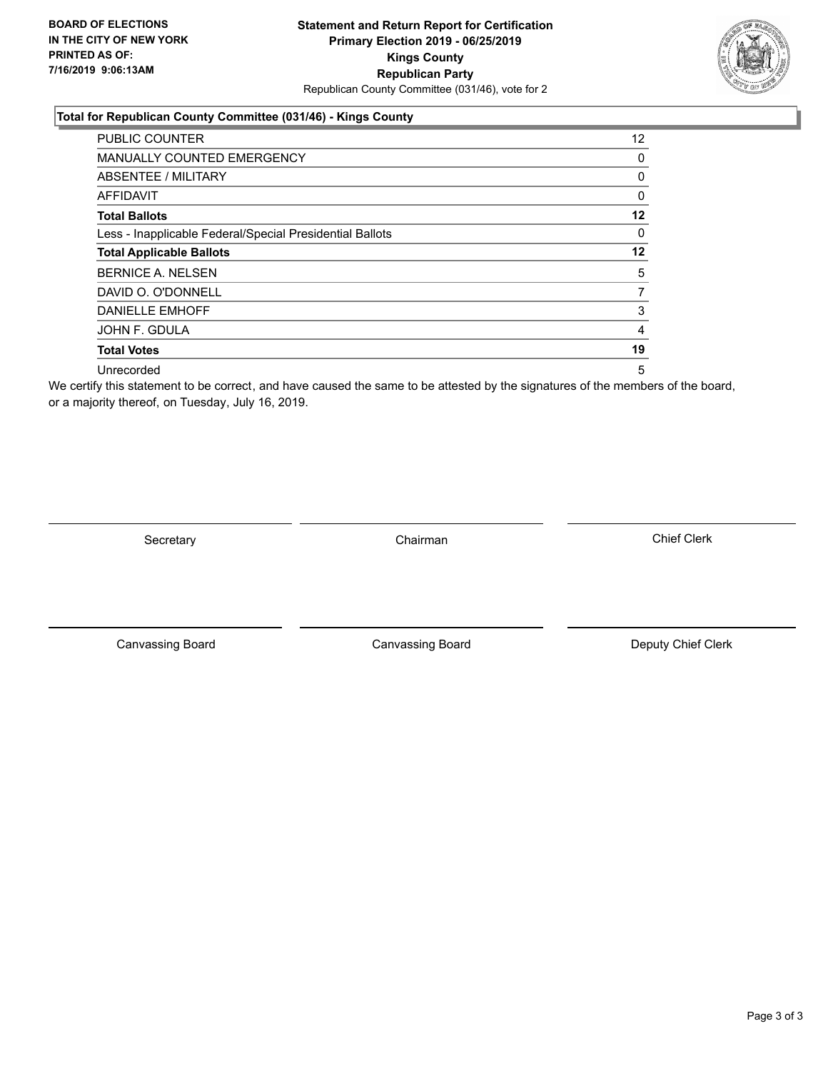**BOARD OF ELECTIONS IN THE CITY OF NEW YORK PRINTED AS OF: 7/16/2019 9:06:13AM**

**Statement and Return Report for Certification**
**Primary Election 2019 - 06/25/2019**
**Kings County**
**Republican Party**
Republican County Committee (031/46), vote for 2

### Total for Republican County Committee (031/46) - Kings County

| | |
|---|---|
| PUBLIC COUNTER | 12 |
| MANUALLY COUNTED EMERGENCY | 0 |
| ABSENTEE / MILITARY | 0 |
| AFFIDAVIT | 0 |
| **Total Ballots** | **12** |
| Less - Inapplicable Federal/Special Presidential Ballots | 0 |
| **Total Applicable Ballots** | **12** |
| BERNICE A. NELSEN | 5 |
| DAVID O. O'DONNELL | 7 |
| DANIELLE EMHOFF | 3 |
| JOHN F. GDULA | 4 |
| **Total Votes** | **19** |
| Unrecorded | 5 |

We certify this statement to be correct, and have caused the same to be attested by the signatures of the members of the board, or a majority thereof, on Tuesday, July 16, 2019.

Secretary

Chairman

Chief Clerk

Canvassing Board

Canvassing Board

Deputy Chief Clerk